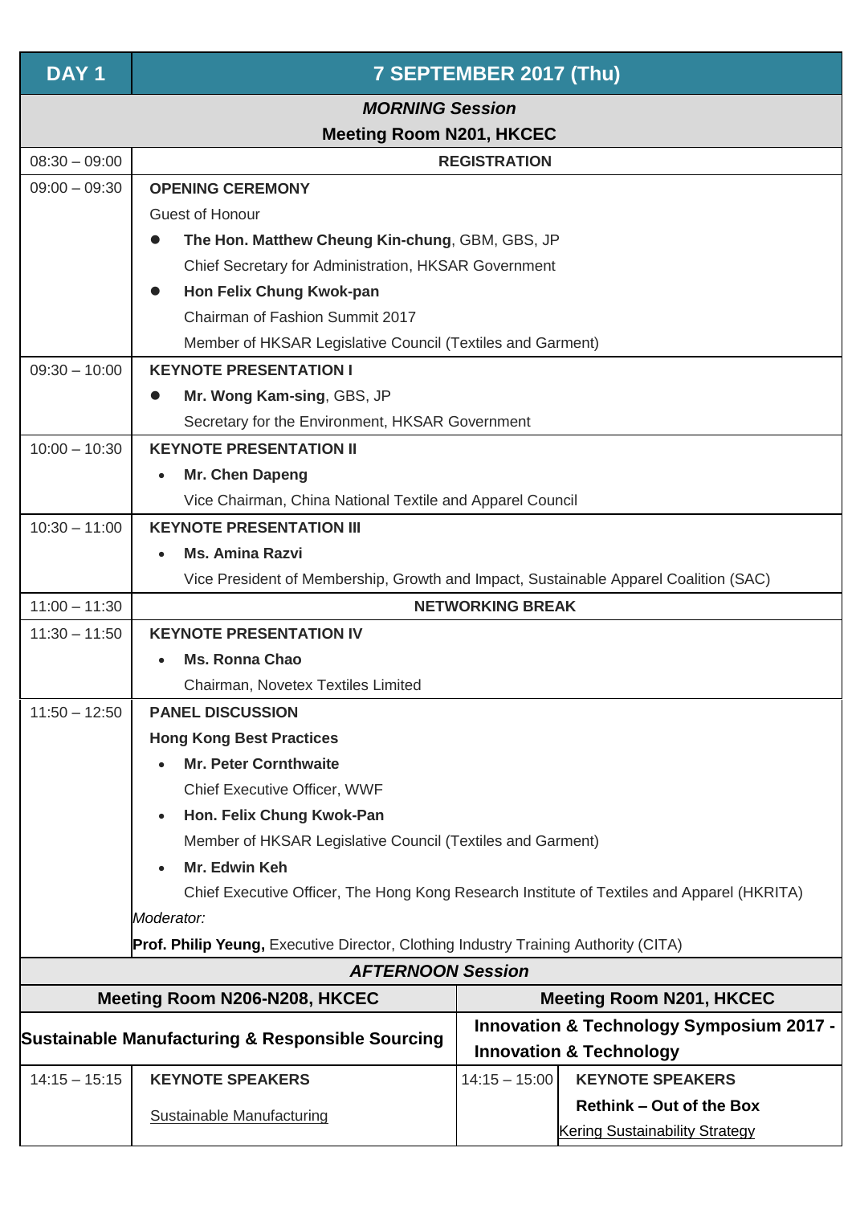| DAY 1 | 7 SEPTEMBER 2017 (Thu) |
|---|---|
| | ***MORNING Session***<br>**Meeting Room N201, HKCEC** |
| 08:30 – 09:00 | **REGISTRATION** |
| 09:00 – 09:30 | **OPENING CEREMONY**<br>Guest of Honour<br>● **The Hon. Matthew Cheung Kin-chung**, GBM, GBS, JP<br>Chief Secretary for Administration, HKSAR Government<br>● **Hon Felix Chung Kwok-pan**<br>Chairman of Fashion Summit 2017<br>Member of HKSAR Legislative Council (Textiles and Garment) |
| 09:30 – 10:00 | **KEYNOTE PRESENTATION I**<br>● **Mr. Wong Kam-sing**, GBS, JP<br>Secretary for the Environment, HKSAR Government |
| 10:00 – 10:30 | **KEYNOTE PRESENTATION II**<br>• **Mr. Chen Dapeng**<br>Vice Chairman, China National Textile and Apparel Council |
| 10:30 – 11:00 | **KEYNOTE PRESENTATION III**<br>• **Ms. Amina Razvi**<br>Vice President of Membership, Growth and Impact, Sustainable Apparel Coalition (SAC) |
| 11:00 – 11:30 | **NETWORKING BREAK** |
| 11:30 – 11:50 | **KEYNOTE PRESENTATION IV**<br>• **Ms. Ronna Chao**<br>Chairman, Novetex Textiles Limited |
| 11:50 – 12:50 | **PANEL DISCUSSION**<br>**Hong Kong Best Practices**<br>• **Mr. Peter Cornthwaite**<br>Chief Executive Officer, WWF<br>• **Hon. Felix Chung Kwok-Pan**<br>Member of HKSAR Legislative Council (Textiles and Garment)<br>• **Mr. Edwin Keh**<br>Chief Executive Officer, The Hong Kong Research Institute of Textiles and Apparel (HKRITA)<br>*Moderator:*<br>**Prof. Philip Yeung,** Executive Director, Clothing Industry Training Authority (CITA) |

***AFTERNOON Session***

| Meeting Room N206-N208, HKCEC | | Meeting Room N201, HKCEC | |
|---|---|---|---|
| **Sustainable Manufacturing & Responsible Sourcing** | | **Innovation & Technology Symposium 2017 - Innovation & Technology** | |
| 14:15 – 15:15 | **KEYNOTE SPEAKERS**<br>Sustainable Manufacturing | 14:15 – 15:00 | **KEYNOTE SPEAKERS**<br>**Rethink – Out of the Box**<br>Kering Sustainability Strategy |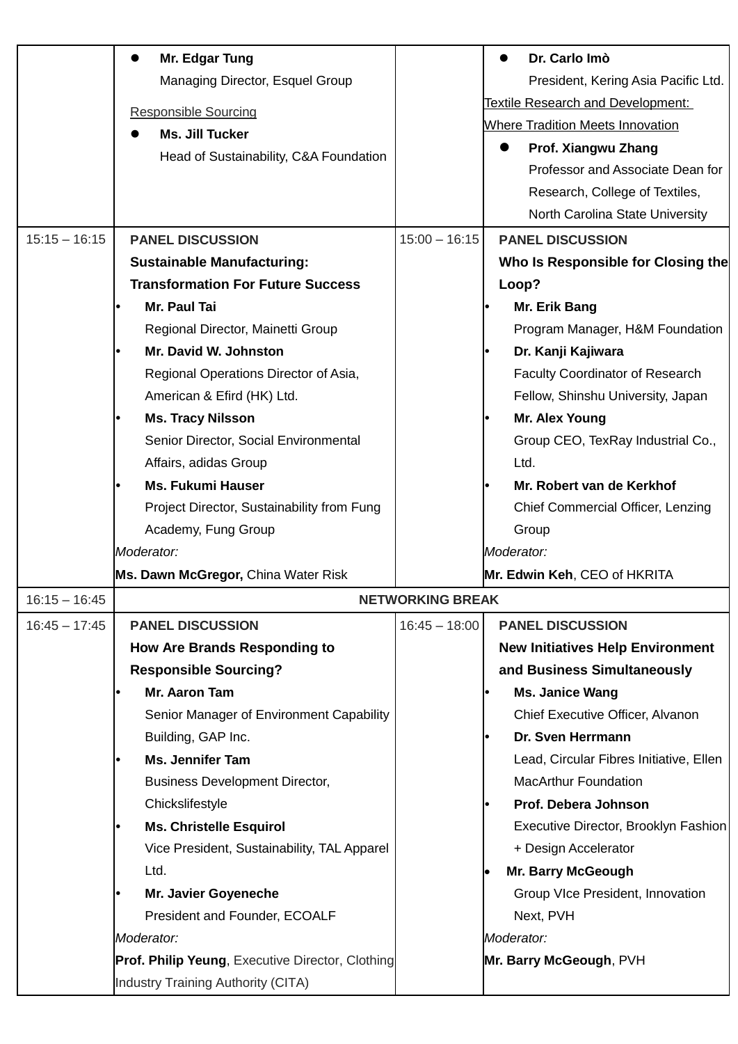| | | | |
|---|---|---|---|
| | • **Mr. Edgar Tung**<br>Managing Director, Esquel Group<br><br>Responsible Sourcing<br>• **Ms. Jill Tucker**<br>Head of Sustainability, C&A Foundation | | • **Dr. Carlo Imò**<br>President, Kering Asia Pacific Ltd.<br>Textile Research and Development: Where Tradition Meets Innovation<br>• **Prof. Xiangwu Zhang**<br>Professor and Associate Dean for Research, College of Textiles, North Carolina State University |
| 15:15 – 16:15 | **PANEL DISCUSSION**<br>**Sustainable Manufacturing: Transformation For Future Success**<br>• **Mr. Paul Tai**<br>Regional Director, Mainetti Group<br>• **Mr. David W. Johnston**<br>Regional Operations Director of Asia, American & Efird (HK) Ltd.<br>• **Ms. Tracy Nilsson**<br>Senior Director, Social Environmental Affairs, adidas Group<br>• **Ms. Fukumi Hauser**<br>Project Director, Sustainability from Fung Academy, Fung Group<br>*Moderator:*<br>**Ms. Dawn McGregor,** China Water Risk | 15:00 – 16:15 | **PANEL DISCUSSION**<br>**Who Is Responsible for Closing the Loop?**<br>• **Mr. Erik Bang**<br>Program Manager, H&M Foundation<br>• **Dr. Kanji Kajiwara**<br>Faculty Coordinator of Research Fellow, Shinshu University, Japan<br>• **Mr. Alex Young**<br>Group CEO, TexRay Industrial Co., Ltd.<br>• **Mr. Robert van de Kerkhof**<br>Chief Commercial Officer, Lenzing Group<br>*Moderator:*<br>**Mr. Edwin Keh**, CEO of HKRITA |
| 16:15 – 16:45 | **NETWORKING BREAK** | | |
| 16:45 – 17:45 | **PANEL DISCUSSION**<br>**How Are Brands Responding to Responsible Sourcing?**<br>• **Mr. Aaron Tam**<br>Senior Manager of Environment Capability Building, GAP Inc.<br>• **Ms. Jennifer Tam**<br>Business Development Director, Chickslifestyle<br>• **Ms. Christelle Esquirol**<br>Vice President, Sustainability, TAL Apparel Ltd.<br>• **Mr. Javier Goyeneche**<br>President and Founder, ECOALF<br>*Moderator:*<br>**Prof. Philip Yeung**, Executive Director, Clothing Industry Training Authority (CITA) | 16:45 – 18:00 | **PANEL DISCUSSION**<br>**New Initiatives Help Environment and Business Simultaneously**<br>• **Ms. Janice Wang**<br>Chief Executive Officer, Alvanon<br>• **Dr. Sven Herrmann**<br>Lead, Circular Fibres Initiative, Ellen MacArthur Foundation<br>• **Prof. Debera Johnson**<br>Executive Director, Brooklyn Fashion + Design Accelerator<br>• **Mr. Barry McGeough**<br>Group VIce President, Innovation Next, PVH<br>*Moderator:*<br>**Mr. Barry McGeough**, PVH |